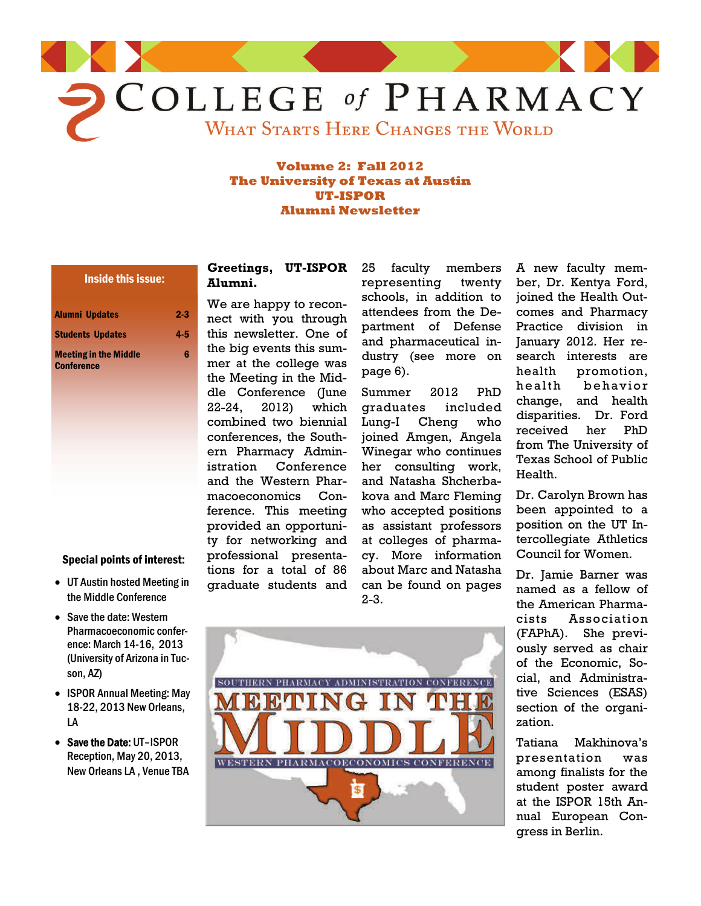# College of Pharmacy

What Starts Here Changes the World

**Volume 2: Fall 2012**
**The University of Texas at Austin**
**UT-ISPOR**
**Alumni Newsletter**

**Inside this issue:**

| | |
|---|---|
| Alumni Updates | 2-3 |
| Students Updates | 4-5 |
| Meeting in the Middle Conference | 6 |

**Special points of interest:**

- UT Austin hosted Meeting in the Middle Conference
- Save the date: Western Pharmacoeconomic conference: March 14-16, 2013 (University of Arizona in Tucson, AZ)
- ISPOR Annual Meeting: May 18-22, 2013 New Orleans, LA
- **Save the Date:** UT–ISPOR Reception, May 20, 2013, New Orleans LA , Venue TBA

## Greetings, UT-ISPOR Alumni.

We are happy to reconnect with you through this newsletter. One of the big events this summer at the college was the Meeting in the Middle Conference (June 22-24, 2012) which combined two biennial conferences, the Southern Pharmacy Administration Conference and the Western Pharmacoeconomics Conference. This meeting provided an opportunity for networking and professional presentations for a total of 86 graduate students and 25 faculty members representing twenty schools, in addition to attendees from the Department of Defense and pharmaceutical industry (see more on page 6).

Summer 2012 PhD graduates included Lung-I Cheng who joined Amgen, Angela Winegar who continues her consulting work, and Natasha Shcherbakova and Marc Fleming who accepted positions as assistant professors at colleges of pharmacy. More information about Marc and Natasha can be found on pages 2-3.

Southern Pharmacy Administration Conference — Meeting in the Middle — Western Pharmacoeconomics Conference

A new faculty member, Dr. Kentya Ford, joined the Health Outcomes and Pharmacy Practice division in January 2012. Her research interests are health promotion, health behavior change, and health disparities. Dr. Ford received her PhD from The University of Texas School of Public Health.

Dr. Carolyn Brown has been appointed to a position on the UT Intercollegiate Athletics Council for Women.

Dr. Jamie Barner was named as a fellow of the American Pharmacists Association (FAPhA). She previously served as chair of the Economic, Social, and Administrative Sciences (ESAS) section of the organization.

Tatiana Makhinova's presentation was among finalists for the student poster award at the ISPOR 15th Annual European Congress in Berlin.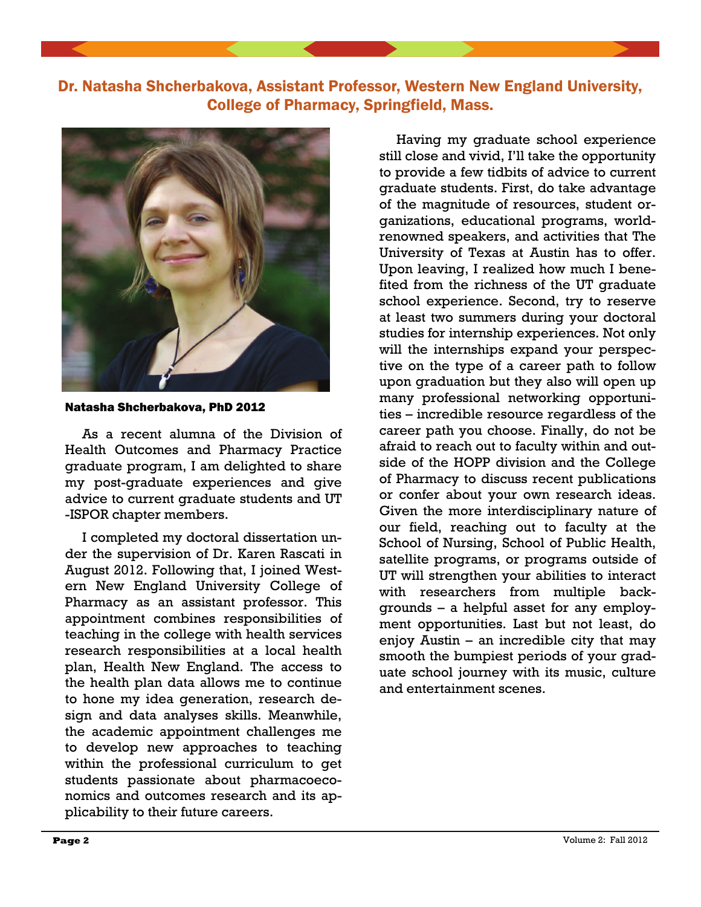## Dr. Natasha Shcherbakova, Assistant Professor, Western New England University, College of Pharmacy, Springfield, Mass.

**Natasha Shcherbakova, PhD 2012**

As a recent alumna of the Division of Health Outcomes and Pharmacy Practice graduate program, I am delighted to share my post-graduate experiences and give advice to current graduate students and UT-ISPOR chapter members.

I completed my doctoral dissertation under the supervision of Dr. Karen Rascati in August 2012. Following that, I joined Western New England University College of Pharmacy as an assistant professor. This appointment combines responsibilities of teaching in the college with health services research responsibilities at a local health plan, Health New England. The access to the health plan data allows me to continue to hone my idea generation, research design and data analyses skills. Meanwhile, the academic appointment challenges me to develop new approaches to teaching within the professional curriculum to get students passionate about pharmacoeconomics and outcomes research and its applicability to their future careers.

Having my graduate school experience still close and vivid, I'll take the opportunity to provide a few tidbits of advice to current graduate students. First, do take advantage of the magnitude of resources, student organizations, educational programs, world-renowned speakers, and activities that The University of Texas at Austin has to offer. Upon leaving, I realized how much I benefited from the richness of the UT graduate school experience. Second, try to reserve at least two summers during your doctoral studies for internship experiences. Not only will the internships expand your perspective on the type of a career path to follow upon graduation but they also will open up many professional networking opportunities – incredible resource regardless of the career path you choose. Finally, do not be afraid to reach out to faculty within and outside of the HOPP division and the College of Pharmacy to discuss recent publications or confer about your own research ideas. Given the more interdisciplinary nature of our field, reaching out to faculty at the School of Nursing, School of Public Health, satellite programs, or programs outside of UT will strengthen your abilities to interact with researchers from multiple backgrounds – a helpful asset for any employment opportunities. Last but not least, do enjoy Austin – an incredible city that may smooth the bumpiest periods of your graduate school journey with its music, culture and entertainment scenes.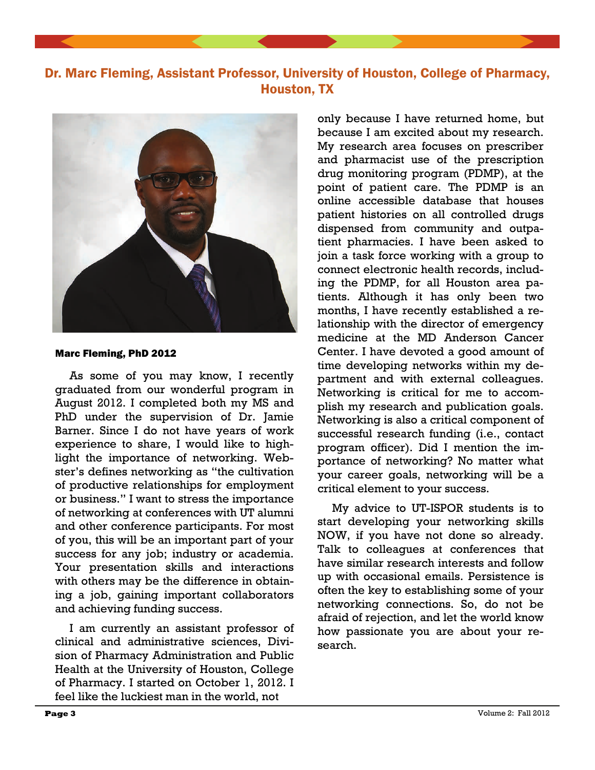## Dr. Marc Fleming, Assistant Professor, University of Houston, College of Pharmacy, Houston, TX

**Marc Fleming, PhD 2012**

As some of you may know, I recently graduated from our wonderful program in August 2012. I completed both my MS and PhD under the supervision of Dr. Jamie Barner. Since I do not have years of work experience to share, I would like to highlight the importance of networking. Webster's defines networking as "the cultivation of productive relationships for employment or business." I want to stress the importance of networking at conferences with UT alumni and other conference participants. For most of you, this will be an important part of your success for any job; industry or academia. Your presentation skills and interactions with others may be the difference in obtaining a job, gaining important collaborators and achieving funding success.

I am currently an assistant professor of clinical and administrative sciences, Division of Pharmacy Administration and Public Health at the University of Houston, College of Pharmacy. I started on October 1, 2012. I feel like the luckiest man in the world, not only because I have returned home, but because I am excited about my research. My research area focuses on prescriber and pharmacist use of the prescription drug monitoring program (PDMP), at the point of patient care. The PDMP is an online accessible database that houses patient histories on all controlled drugs dispensed from community and outpatient pharmacies. I have been asked to join a task force working with a group to connect electronic health records, including the PDMP, for all Houston area patients. Although it has only been two months, I have recently established a relationship with the director of emergency medicine at the MD Anderson Cancer Center. I have devoted a good amount of time developing networks within my department and with external colleagues. Networking is critical for me to accomplish my research and publication goals. Networking is also a critical component of successful research funding (i.e., contact program officer). Did I mention the importance of networking? No matter what your career goals, networking will be a critical element to your success.

My advice to UT-ISPOR students is to start developing your networking skills NOW, if you have not done so already. Talk to colleagues at conferences that have similar research interests and follow up with occasional emails. Persistence is often the key to establishing some of your networking connections. So, do not be afraid of rejection, and let the world know how passionate you are about your research.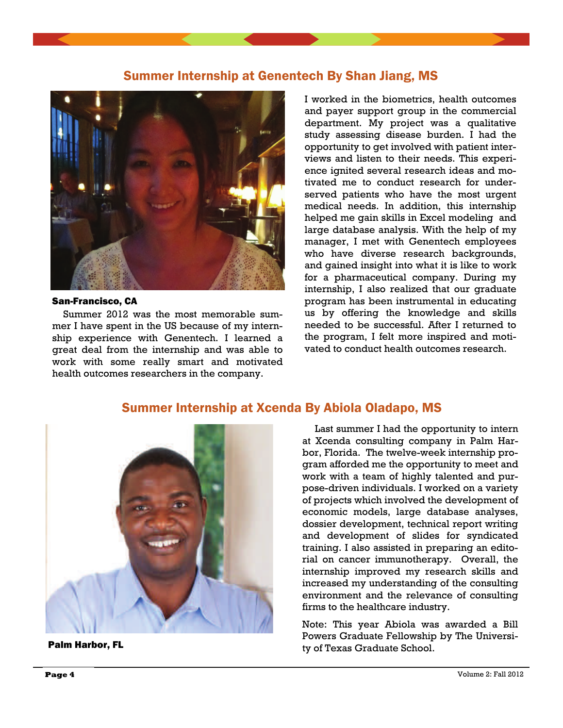## Summer Internship at Genentech By Shan Jiang, MS

**San-Francisco, CA**

Summer 2012 was the most memorable summer I have spent in the US because of my internship experience with Genentech. I learned a great deal from the internship and was able to work with some really smart and motivated health outcomes researchers in the company.

I worked in the biometrics, health outcomes and payer support group in the commercial department. My project was a qualitative study assessing disease burden. I had the opportunity to get involved with patient interviews and listen to their needs. This experience ignited several research ideas and motivated me to conduct research for underserved patients who have the most urgent medical needs. In addition, this internship helped me gain skills in Excel modeling and large database analysis. With the help of my manager, I met with Genentech employees who have diverse research backgrounds, and gained insight into what it is like to work for a pharmaceutical company. During my internship, I also realized that our graduate program has been instrumental in educating us by offering the knowledge and skills needed to be successful. After I returned to the program, I felt more inspired and motivated to conduct health outcomes research.

## Summer Internship at Xcenda By Abiola Oladapo, MS

**Palm Harbor, FL**

Last summer I had the opportunity to intern at Xcenda consulting company in Palm Harbor, Florida. The twelve-week internship program afforded me the opportunity to meet and work with a team of highly talented and purpose-driven individuals. I worked on a variety of projects which involved the development of economic models, large database analyses, dossier development, technical report writing and development of slides for syndicated training. I also assisted in preparing an editorial on cancer immunotherapy. Overall, the internship improved my research skills and increased my understanding of the consulting environment and the relevance of consulting firms to the healthcare industry.

Note: This year Abiola was awarded a Bill Powers Graduate Fellowship by The University of Texas Graduate School.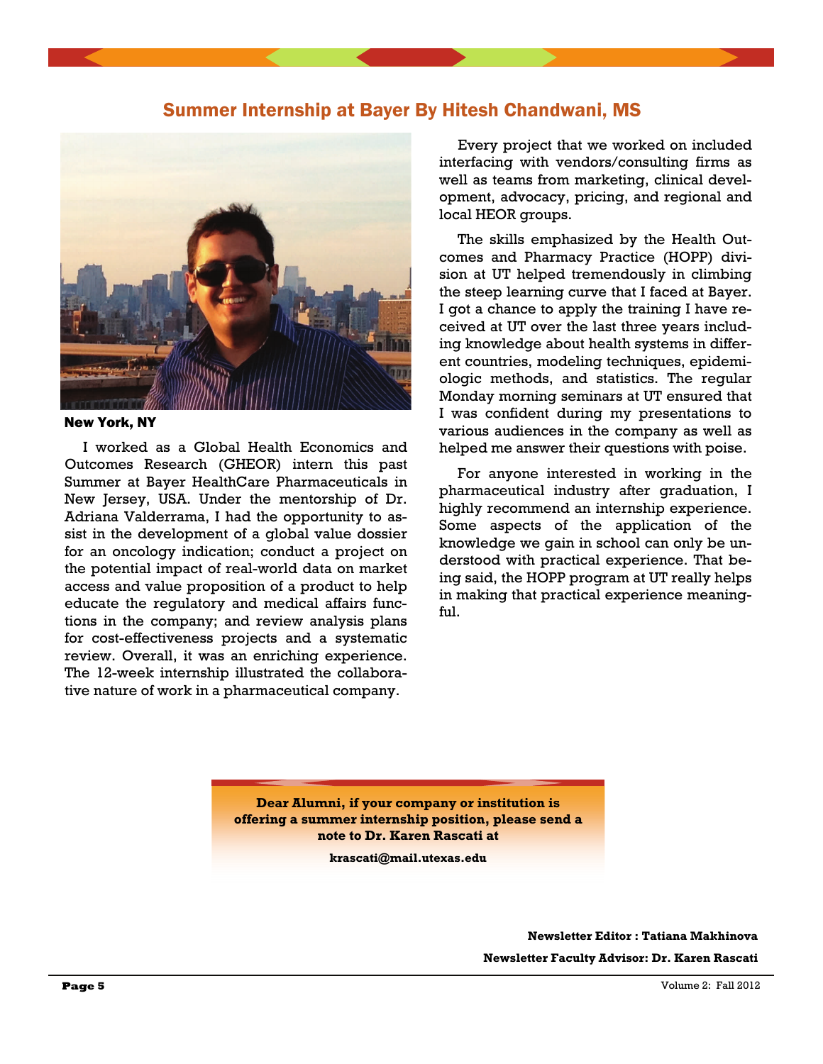## Summer Internship at Bayer By Hitesh Chandwani, MS

**New York, NY**

I worked as a Global Health Economics and Outcomes Research (GHEOR) intern this past Summer at Bayer HealthCare Pharmaceuticals in New Jersey, USA. Under the mentorship of Dr. Adriana Valderrama, I had the opportunity to assist in the development of a global value dossier for an oncology indication; conduct a project on the potential impact of real-world data on market access and value proposition of a product to help educate the regulatory and medical affairs functions in the company; and review analysis plans for cost-effectiveness projects and a systematic review. Overall, it was an enriching experience. The 12-week internship illustrated the collaborative nature of work in a pharmaceutical company.

Every project that we worked on included interfacing with vendors/consulting firms as well as teams from marketing, clinical development, advocacy, pricing, and regional and local HEOR groups.

The skills emphasized by the Health Outcomes and Pharmacy Practice (HOPP) division at UT helped tremendously in climbing the steep learning curve that I faced at Bayer. I got a chance to apply the training I have received at UT over the last three years including knowledge about health systems in different countries, modeling techniques, epidemiologic methods, and statistics. The regular Monday morning seminars at UT ensured that I was confident during my presentations to various audiences in the company as well as helped me answer their questions with poise.

For anyone interested in working in the pharmaceutical industry after graduation, I highly recommend an internship experience. Some aspects of the application of the knowledge we gain in school can only be understood with practical experience. That being said, the HOPP program at UT really helps in making that practical experience meaningful.

**Dear Alumni, if your company or institution is offering a summer internship position, please send a note to Dr. Karen Rascati at**

**krascati@mail.utexas.edu**

**Newsletter Editor : Tatiana Makhinova**

**Newsletter Faculty Advisor: Dr. Karen Rascati**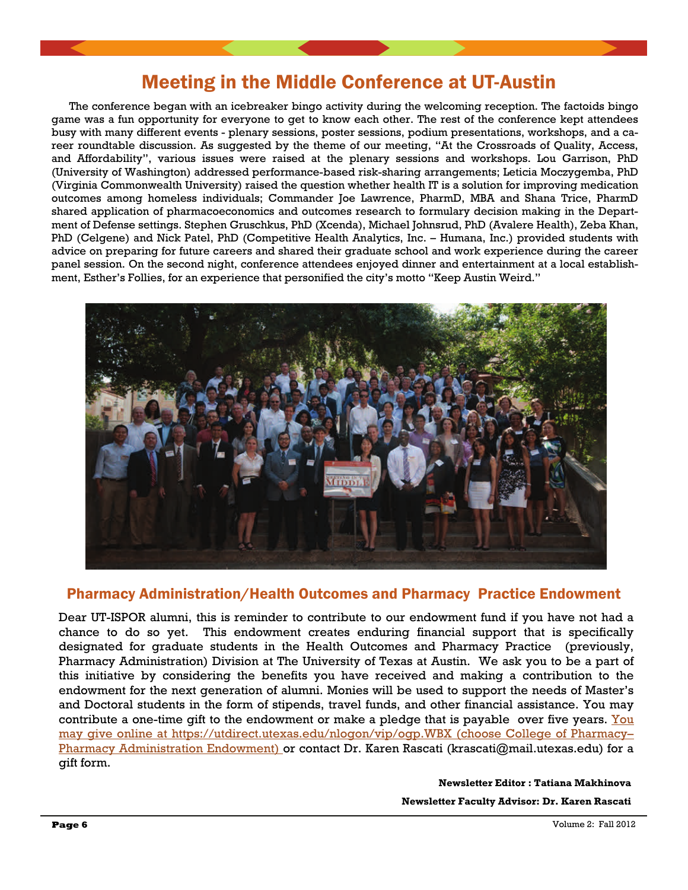# Meeting in the Middle Conference at UT-Austin

The conference began with an icebreaker bingo activity during the welcoming reception. The factoids bingo game was a fun opportunity for everyone to get to know each other. The rest of the conference kept attendees busy with many different events - plenary sessions, poster sessions, podium presentations, workshops, and a career roundtable discussion. As suggested by the theme of our meeting, "At the Crossroads of Quality, Access, and Affordability", various issues were raised at the plenary sessions and workshops. Lou Garrison, PhD (University of Washington) addressed performance-based risk-sharing arrangements; Leticia Moczygemba, PhD (Virginia Commonwealth University) raised the question whether health IT is a solution for improving medication outcomes among homeless individuals; Commander Joe Lawrence, PharmD, MBA and Shana Trice, PharmD shared application of pharmacoeconomics and outcomes research to formulary decision making in the Department of Defense settings. Stephen Gruschkus, PhD (Xcenda), Michael Johnsrud, PhD (Avalere Health), Zeba Khan, PhD (Celgene) and Nick Patel, PhD (Competitive Health Analytics, Inc. – Humana, Inc.) provided students with advice on preparing for future careers and shared their graduate school and work experience during the career panel session. On the second night, conference attendees enjoyed dinner and entertainment at a local establishment, Esther's Follies, for an experience that personified the city's motto "Keep Austin Weird."

## Pharmacy Administration/Health Outcomes and Pharmacy Practice Endowment

Dear UT-ISPOR alumni, this is reminder to contribute to our endowment fund if you have not had a chance to do so yet. This endowment creates enduring financial support that is specifically designated for graduate students in the Health Outcomes and Pharmacy Practice (previously, Pharmacy Administration) Division at The University of Texas at Austin. We ask you to be a part of this initiative by considering the benefits you have received and making a contribution to the endowment for the next generation of alumni. Monies will be used to support the needs of Master's and Doctoral students in the form of stipends, travel funds, and other financial assistance. You may contribute a one-time gift to the endowment or make a pledge that is payable over five years. You may give online at https://utdirect.utexas.edu/nlogon/vip/ogp.WBX (choose College of Pharmacy–Pharmacy Administration Endowment) or contact Dr. Karen Rascati (krascati@mail.utexas.edu) for a gift form.

**Newsletter Editor : Tatiana Makhinova**

**Newsletter Faculty Advisor: Dr. Karen Rascati**